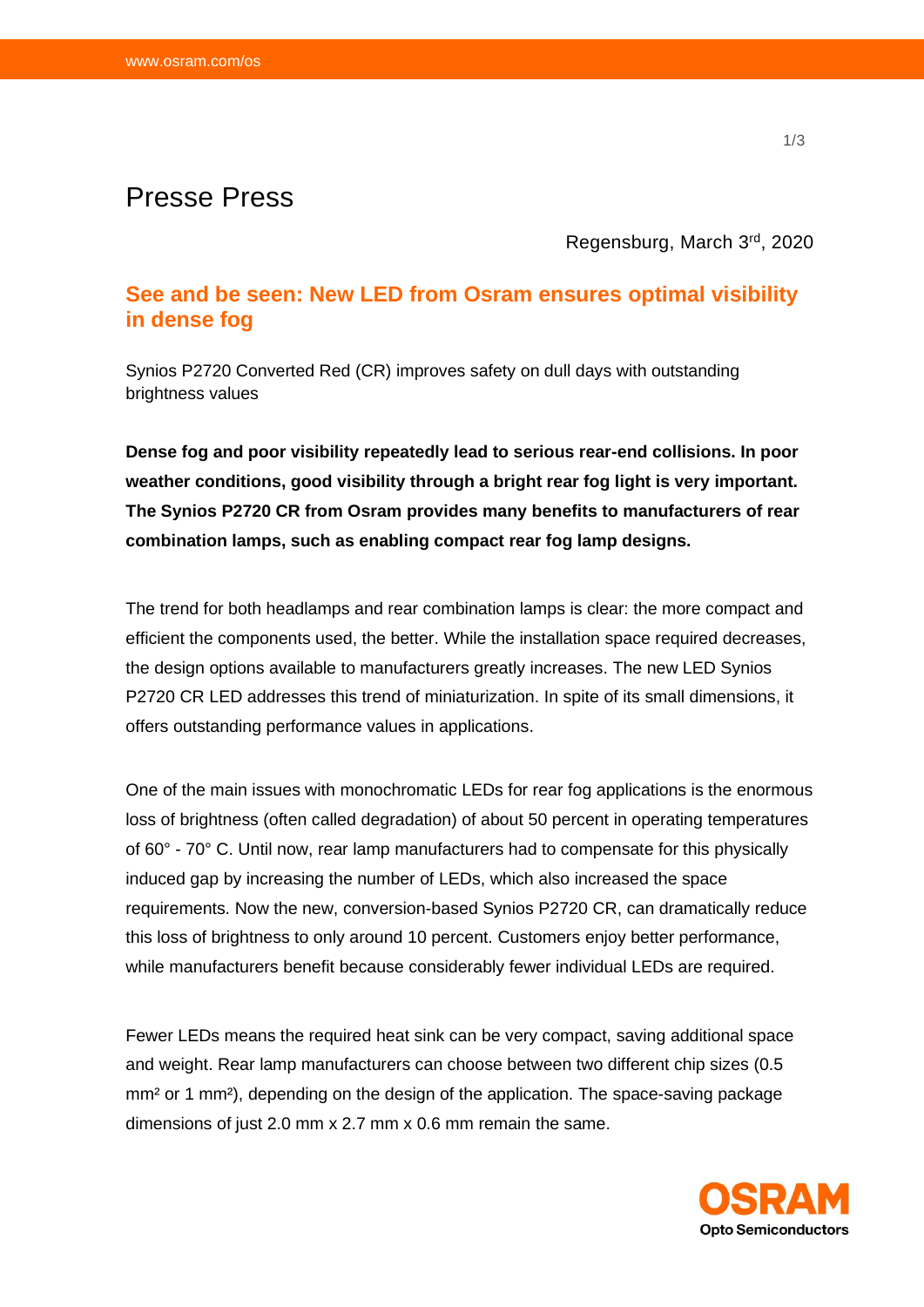Presse Press

Regensburg, March 3rd, 2020

## See and be seen: New LED from Osram ensures optimal visibility in dense fog

Synios P2720 Converted Red (CR) improves safety on dull days with outstanding brightness values

**Dense fog and poor visibility repeatedly lead to serious rear-end collisions. In poor weather conditions, good visibility through a bright rear fog light is very important. The Synios P2720 CR from Osram provides many benefits to manufacturers of rear combination lamps, such as enabling compact rear fog lamp designs.**

The trend for both headlamps and rear combination lamps is clear: the more compact and efficient the components used, the better. While the installation space required decreases, the design options available to manufacturers greatly increases. The new LED Synios P2720 CR LED addresses this trend of miniaturization. In spite of its small dimensions, it offers outstanding performance values in applications.

One of the main issues with monochromatic LEDs for rear fog applications is the enormous loss of brightness (often called degradation) of about 50 percent in operating temperatures of 60° - 70° C. Until now, rear lamp manufacturers had to compensate for this physically induced gap by increasing the number of LEDs, which also increased the space requirements. Now the new, conversion-based Synios P2720 CR, can dramatically reduce this loss of brightness to only around 10 percent. Customers enjoy better performance, while manufacturers benefit because considerably fewer individual LEDs are required.

Fewer LEDs means the required heat sink can be very compact, saving additional space and weight. Rear lamp manufacturers can choose between two different chip sizes (0.5 $mm^2$ or 1 $mm^2$), depending on the design of the application. The space-saving package dimensions of just 2.0 mm x 2.7 mm x 0.6 mm remain the same.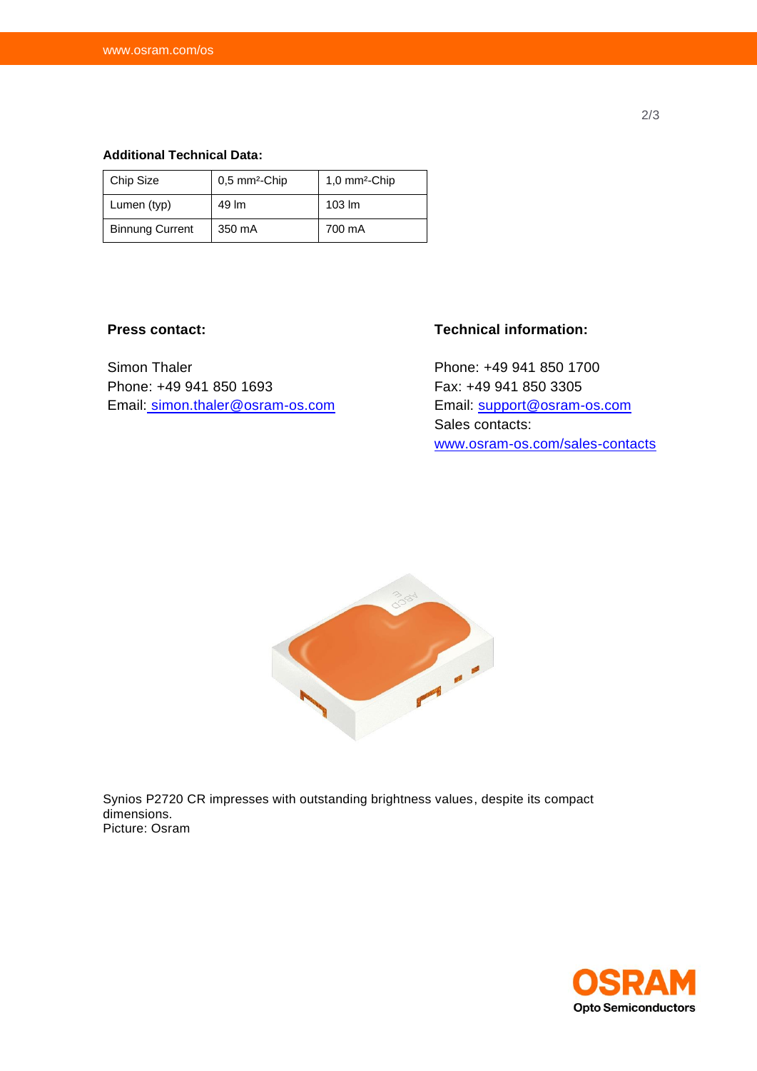**Additional Technical Data:**

| Chip Size | 0,5 mm²-Chip | 1,0 mm²-Chip |
|---|---|---|
| Lumen (typ) | 49 lm | 103 lm |
| Binnung Current | 350 mA | 700 mA |

**Press contact:**

Simon Thaler
Phone: +49 941 850 1693
Email: simon.thaler@osram-os.com

**Technical information:**

Phone: +49 941 850 1700
Fax: +49 941 850 3305
Email: support@osram-os.com
Sales contacts:
www.osram-os.com/sales-contacts

Synios P2720 CR impresses with outstanding brightness values, despite its compact dimensions.
Picture: Osram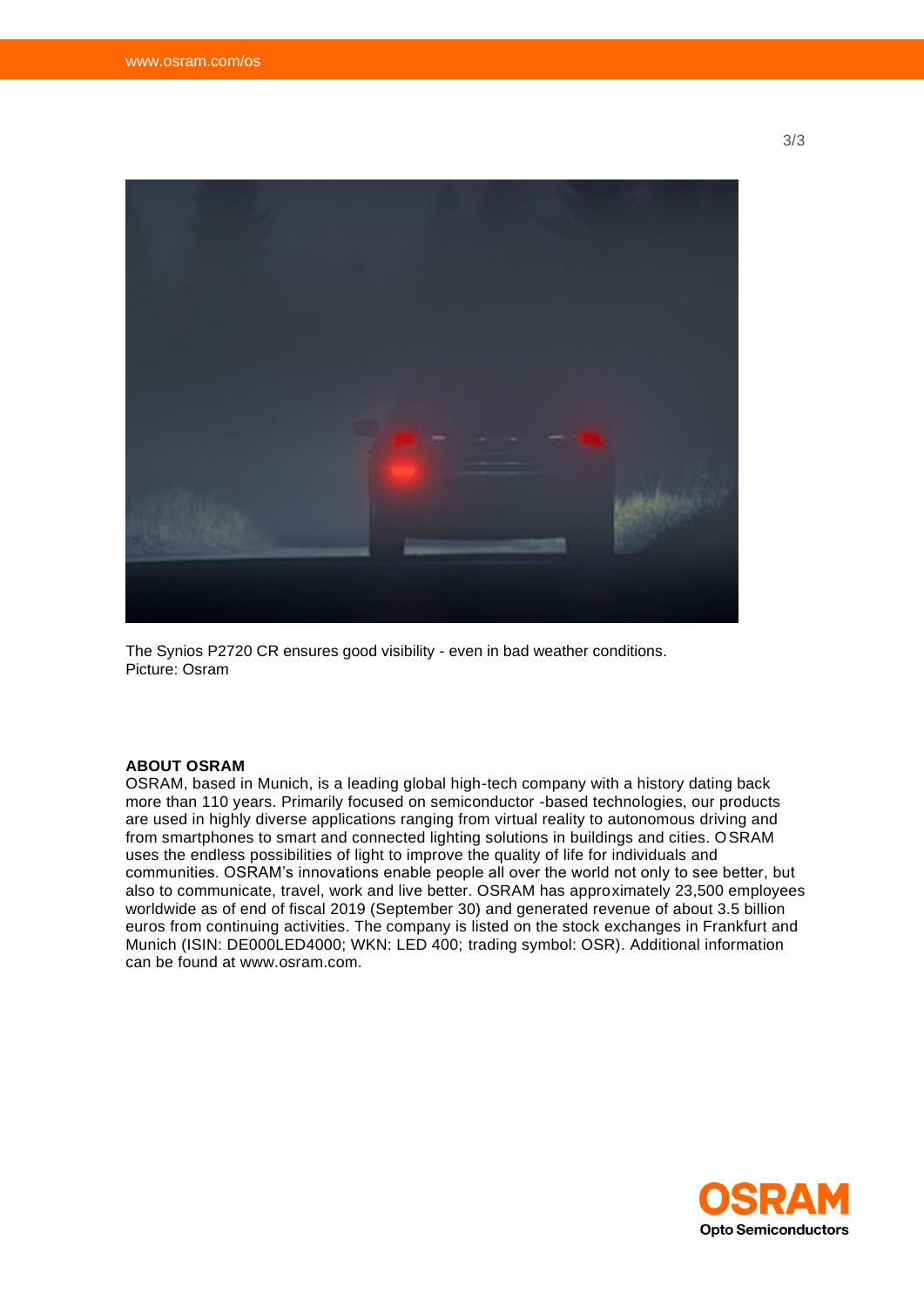The Synios P2720 CR ensures good visibility - even in bad weather conditions.
Picture: Osram

**ABOUT OSRAM**
OSRAM, based in Munich, is a leading global high-tech company with a history dating back more than 110 years. Primarily focused on semiconductor -based technologies, our products are used in highly diverse applications ranging from virtual reality to autonomous driving and from smartphones to smart and connected lighting solutions in buildings and cities. OSRAM uses the endless possibilities of light to improve the quality of life for individuals and communities. OSRAM's innovations enable people all over the world not only to see better, but also to communicate, travel, work and live better. OSRAM has approximately 23,500 employees worldwide as of end of fiscal 2019 (September 30) and generated revenue of about 3.5 billion euros from continuing activities. The company is listed on the stock exchanges in Frankfurt and Munich (ISIN: DE000LED4000; WKN: LED 400; trading symbol: OSR). Additional information can be found at www.osram.com.